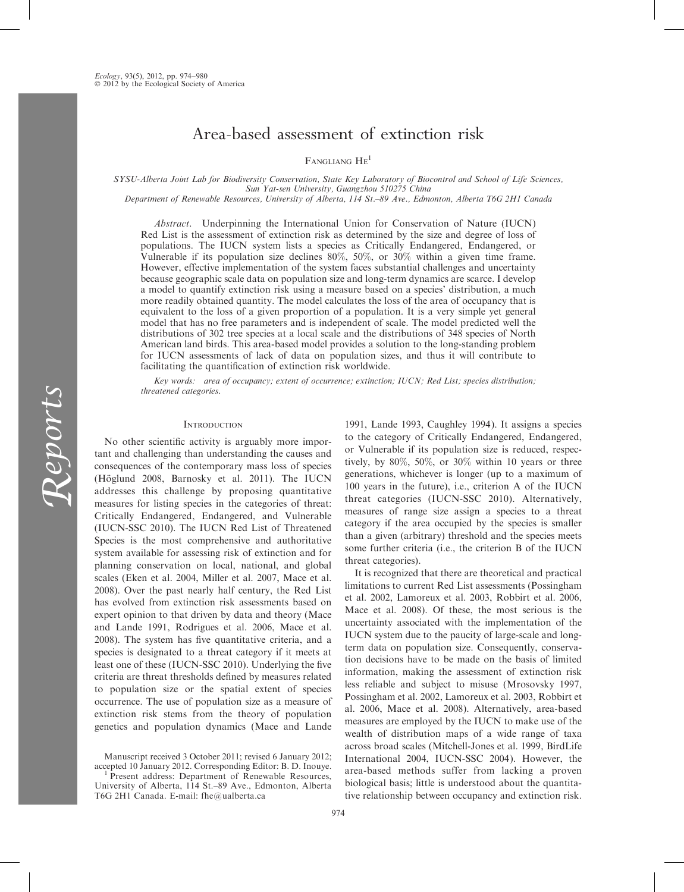# Area-based assessment of extinction risk

Fangliang He[1]

*SYSU-Alberta Joint Lab for Biodiversity Conservation, State Key Laboratory of Biocontrol and School of Life Sciences, Sun Yat-sen University, Guangzhou 510275 China*
*Department of Renewable Resources, University of Alberta, 114 St.–89 Ave., Edmonton, Alberta T6G 2H1 Canada*

*Abstract.* Underpinning the International Union for Conservation of Nature (IUCN) Red List is the assessment of extinction risk as determined by the size and degree of loss of populations. The IUCN system lists a species as Critically Endangered, Endangered, or Vulnerable if its population size declines 80%, 50%, or 30% within a given time frame. However, effective implementation of the system faces substantial challenges and uncertainty because geographic scale data on population size and long-term dynamics are scarce. I develop a model to quantify extinction risk using a measure based on a species' distribution, a much more readily obtained quantity. The model calculates the loss of the area of occupancy that is equivalent to the loss of a given proportion of a population. It is a very simple yet general model that has no free parameters and is independent of scale. The model predicted well the distributions of 302 tree species at a local scale and the distributions of 348 species of North American land birds. This area-based model provides a solution to the long-standing problem for IUCN assessments of lack of data on population sizes, and thus it will contribute to facilitating the quantification of extinction risk worldwide.

*Key words: area of occupancy; extent of occurrence; extinction; IUCN; Red List; species distribution; threatened categories.*

## Introduction

No other scientific activity is arguably more important and challenging than understanding the causes and consequences of the contemporary mass loss of species (Höglund 2008, Barnosky et al. 2011). The IUCN addresses this challenge by proposing quantitative measures for listing species in the categories of threat: Critically Endangered, Endangered, and Vulnerable (IUCN-SSC 2010). The IUCN Red List of Threatened Species is the most comprehensive and authoritative system available for assessing risk of extinction and for planning conservation on local, national, and global scales (Eken et al. 2004, Miller et al. 2007, Mace et al. 2008). Over the past nearly half century, the Red List has evolved from extinction risk assessments based on expert opinion to that driven by data and theory (Mace and Lande 1991, Rodrigues et al. 2006, Mace et al. 2008). The system has five quantitative criteria, and a species is designated to a threat category if it meets at least one of these (IUCN-SSC 2010). Underlying the five criteria are threat thresholds defined by measures related to population size or the spatial extent of species occurrence. The use of population size as a measure of extinction risk stems from the theory of population genetics and population dynamics (Mace and Lande 1991, Lande 1993, Caughley 1994). It assigns a species to the category of Critically Endangered, Endangered, or Vulnerable if its population size is reduced, respectively, by 80%, 50%, or 30% within 10 years or three generations, whichever is longer (up to a maximum of 100 years in the future), i.e., criterion A of the IUCN threat categories (IUCN-SSC 2010). Alternatively, measures of range size assign a species to a threat category if the area occupied by the species is smaller than a given (arbitrary) threshold and the species meets some further criteria (i.e., the criterion B of the IUCN threat categories).

It is recognized that there are theoretical and practical limitations to current Red List assessments (Possingham et al. 2002, Lamoreux et al. 2003, Robbirt et al. 2006, Mace et al. 2008). Of these, the most serious is the uncertainty associated with the implementation of the IUCN system due to the paucity of large-scale and long-term data on population size. Consequently, conservation decisions have to be made on the basis of limited information, making the assessment of extinction risk less reliable and subject to misuse (Mrosovsky 1997, Possingham et al. 2002, Lamoreux et al. 2003, Robbirt et al. 2006, Mace et al. 2008). Alternatively, area-based measures are employed by the IUCN to make use of the wealth of distribution maps of a wide range of taxa across broad scales (Mitchell-Jones et al. 1999, BirdLife International 2004, IUCN-SSC 2004). However, the area-based methods suffer from lacking a proven biological basis; little is understood about the quantitative relationship between occupancy and extinction risk.

Manuscript received 3 October 2011; revised 6 January 2012; accepted 10 January 2012. Corresponding Editor: B. D. Inouye.
[1] Present address: Department of Renewable Resources, University of Alberta, 114 St.–89 Ave., Edmonton, Alberta T6G 2H1 Canada. E-mail: fhe@ualberta.ca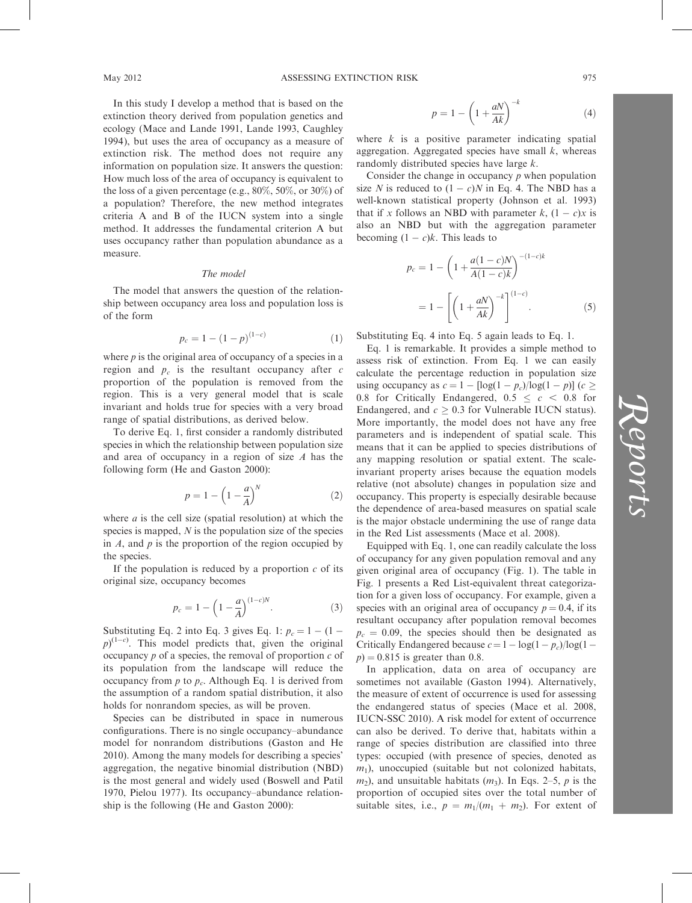In this study I develop a method that is based on the extinction theory derived from population genetics and ecology (Mace and Lande 1991, Lande 1993, Caughley 1994), but uses the area of occupancy as a measure of extinction risk. The method does not require any information on population size. It answers the question: How much loss of the area of occupancy is equivalent to the loss of a given percentage (e.g., 80%, 50%, or 30%) of a population? Therefore, the new method integrates criteria A and B of the IUCN system into a single method. It addresses the fundamental criterion A but uses occupancy rather than population abundance as a measure.

### *The model*

The model that answers the question of the relationship between occupancy area loss and population loss is of the form

$$p_c = 1 - (1-p)^{(1-c)} \tag{1}$$

where $p$ is the original area of occupancy of a species in a region and $p_c$ is the resultant occupancy after $c$ proportion of the population is removed from the region. This is a very general model that is scale invariant and holds true for species with a very broad range of spatial distributions, as derived below.

To derive Eq. 1, first consider a randomly distributed species in which the relationship between population size and area of occupancy in a region of size $A$ has the following form (He and Gaston 2000):

$$p = 1 - \left(1 - \frac{a}{A}\right)^N \tag{2}$$

where $a$ is the cell size (spatial resolution) at which the species is mapped, $N$ is the population size of the species in $A$, and $p$ is the proportion of the region occupied by the species.

If the population is reduced by a proportion $c$ of its original size, occupancy becomes

$$p_c = 1 - \left(1 - \frac{a}{A}\right)^{(1-c)N}. \tag{3}$$

Substituting Eq. 2 into Eq. 3 gives Eq. 1: $p_c = 1 - (1-p)^{(1-c)}$. This model predicts that, given the original occupancy $p$ of a species, the removal of proportion $c$ of its population from the landscape will reduce the occupancy from $p$ to $p_c$. Although Eq. 1 is derived from the assumption of a random spatial distribution, it also holds for nonrandom species, as will be proven.

Species can be distributed in space in numerous configurations. There is no single occupancy–abundance model for nonrandom distributions (Gaston and He 2010). Among the many models for describing a species' aggregation, the negative binomial distribution (NBD) is the most general and widely used (Boswell and Patil 1970, Pielou 1977). Its occupancy–abundance relationship is the following (He and Gaston 2000):

$$p = 1 - \left(1 + \frac{aN}{Ak}\right)^{-k} \tag{4}$$

where $k$ is a positive parameter indicating spatial aggregation. Aggregated species have small $k$, whereas randomly distributed species have large $k$.

Consider the change in occupancy $p$ when population size $N$ is reduced to $(1-c)N$ in Eq. 4. The NBD has a well-known statistical property (Johnson et al. 1993) that if $x$ follows an NBD with parameter $k$, $(1-c)x$ is also an NBD but with the aggregation parameter becoming $(1-c)k$. This leads to

$$p_c = 1 - \left(1 + \frac{a(1-c)N}{A(1-c)k}\right)^{-(1-c)k} = 1 - \left[\left(1 + \frac{aN}{Ak}\right)^{-k}\right]^{(1-c)}. \tag{5}$$

Substituting Eq. 4 into Eq. 5 again leads to Eq. 1.

Eq. 1 is remarkable. It provides a simple method to assess risk of extinction. From Eq. 1 we can easily calculate the percentage reduction in population size using occupancy as $c = 1 - [\log(1-p_c)/\log(1-p)]$ ($c \geq 0.8$ for Critically Endangered, $0.5 \leq c < 0.8$ for Endangered, and $c \geq 0.3$ for Vulnerable IUCN status). More importantly, the model does not have any free parameters and is independent of spatial scale. This means that it can be applied to species distributions of any mapping resolution or spatial extent. The scale-invariant property arises because the equation models relative (not absolute) changes in population size and occupancy. This property is especially desirable because the dependence of area-based measures on spatial scale is the major obstacle undermining the use of range data in the Red List assessments (Mace et al. 2008).

Equipped with Eq. 1, one can readily calculate the loss of occupancy for any given population removal and any given original area of occupancy (Fig. 1). The table in Fig. 1 presents a Red List-equivalent threat categorization for a given loss of occupancy. For example, given a species with an original area of occupancy $p = 0.4$, if its resultant occupancy after population removal becomes $p_c = 0.09$, the species should then be designated as Critically Endangered because $c = 1 - \log(1-p_c)/\log(1-p) = 0.815$ is greater than 0.8.

In application, data on area of occupancy are sometimes not available (Gaston 1994). Alternatively, the measure of extent of occurrence is used for assessing the endangered status of species (Mace et al. 2008, IUCN-SSC 2010). A risk model for extent of occurrence can also be derived. To derive that, habitats within a range of species distribution are classified into three types: occupied (with presence of species, denoted as $m_1$), unoccupied (suitable but not colonized habitats, $m_2$), and unsuitable habitats ($m_3$). In Eqs. 2–5, $p$ is the proportion of occupied sites over the total number of suitable sites, i.e., $p = m_1/(m_1 + m_2)$. For extent of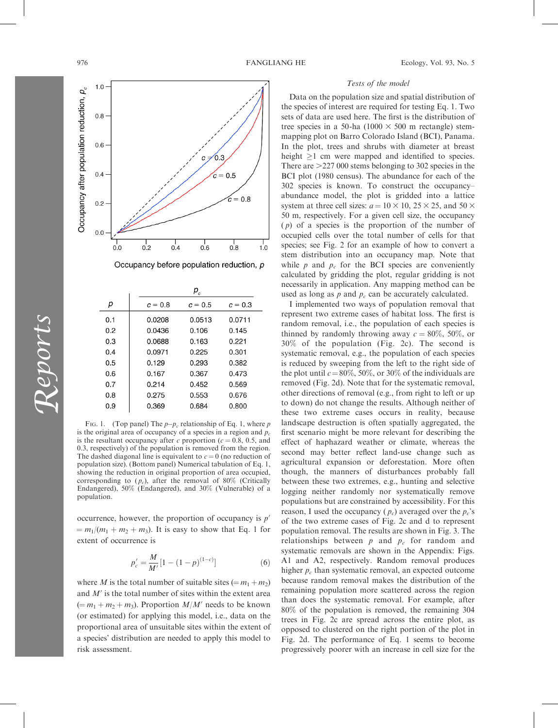|  | $p_c$ |  |  |
|---|---|---|---|
| $p$ | $c = 0.8$ | $c = 0.5$ | $c = 0.3$ |
| 0.1 | 0.0208 | 0.0513 | 0.0711 |
| 0.2 | 0.0436 | 0.106 | 0.145 |
| 0.3 | 0.0688 | 0.163 | 0.221 |
| 0.4 | 0.0971 | 0.225 | 0.301 |
| 0.5 | 0.129 | 0.293 | 0.382 |
| 0.6 | 0.167 | 0.367 | 0.473 |
| 0.7 | 0.214 | 0.452 | 0.569 |
| 0.8 | 0.275 | 0.553 | 0.676 |
| 0.9 | 0.369 | 0.684 | 0.800 |

FIG. 1. (Top panel) The $p$–$p_c$ relationship of Eq. 1, where $p$ is the original area of occupancy of a species in a region and $p_c$ is the resultant occupancy after $c$ proportion ($c = 0.8$, 0.5, and 0.3, respectively) of the population is removed from the region. The dashed diagonal line is equivalent to $c = 0$ (no reduction of population size). (Bottom panel) Numerical tabulation of Eq. 1, showing the reduction in original proportion of area occupied, corresponding to ($p_c$), after the removal of 80% (Critically Endangered), 50% (Endangered), and 30% (Vulnerable) of a population.

occurrence, however, the proportion of occupancy is $p' = m_1/(m_1 + m_2 + m_3)$. It is easy to show that Eq. 1 for extent of occurrence is

$$p'_c = \frac{M}{M'}\left[1 - (1 - p)^{(1-c)}\right] \tag{6}$$

where $M$ is the total number of suitable sites ($= m_1 + m_2$) and $M'$ is the total number of sites within the extent area ($= m_1 + m_2 + m_3$). Proportion $M/M'$ needs to be known (or estimated) for applying this model, i.e., data on the proportional area of unsuitable sites within the extent of a species' distribution are needed to apply this model to risk assessment.

*Tests of the model*

Data on the population size and spatial distribution of the species of interest are required for testing Eq. 1. Two sets of data are used here. The first is the distribution of tree species in a 50-ha (1000 × 500 m rectangle) stem-mapping plot on Barro Colorado Island (BCI), Panama. In the plot, trees and shrubs with diameter at breast height ≥1 cm were mapped and identified to species. There are >227 000 stems belonging to 302 species in the BCI plot (1980 census). The abundance for each of the 302 species is known. To construct the occupancy–abundance model, the plot is gridded into a lattice system at three cell sizes: $a = 10 \times 10$, $25 \times 25$, and $50 \times 50$ m, respectively. For a given cell size, the occupancy ($p$) of a species is the proportion of the number of occupied cells over the total number of cells for that species; see Fig. 2 for an example of how to convert a stem distribution into an occupancy map. Note that while $p$ and $p_c$ for the BCI species are conveniently calculated by gridding the plot, regular gridding is not necessarily in application. Any mapping method can be used as long as $p$ and $p_c$ can be accurately calculated.

I implemented two ways of population removal that represent two extreme cases of habitat loss. The first is random removal, i.e., the population of each species is thinned by randomly throwing away $c = 80\%$, 50%, or 30% of the population (Fig. 2c). The second is systematic removal, e.g., the population of each species is reduced by sweeping from the left to the right side of the plot until $c = 80\%$, 50%, or 30% of the individuals are removed (Fig. 2d). Note that for the systematic removal, other directions of removal (e.g., from right to left or up to down) do not change the results. Although neither of these two extreme cases occurs in reality, because landscape destruction is often spatially aggregated, the first scenario might be more relevant for describing the effect of haphazard weather or climate, whereas the second may better reflect land-use change such as agricultural expansion or deforestation. More often though, the manners of disturbances probably fall between these two extremes, e.g., hunting and selective logging neither randomly nor systematically remove populations but are constrained by accessibility. For this reason, I used the occupancy ($p_c$) averaged over the $p_c$'s of the two extreme cases of Fig. 2c and d to represent population removal. The results are shown in Fig. 3. The relationships between $p$ and $p_c$ for random and systematic removals are shown in the Appendix: Figs. A1 and A2, respectively. Random removal produces higher $p_c$ than systematic removal, an expected outcome because random removal makes the distribution of the remaining population more scattered across the region than does the systematic removal. For example, after 80% of the population is removed, the remaining 304 trees in Fig. 2c are spread across the entire plot, as opposed to clustered on the right portion of the plot in Fig. 2d. The performance of Eq. 1 seems to become progressively poorer with an increase in cell size for the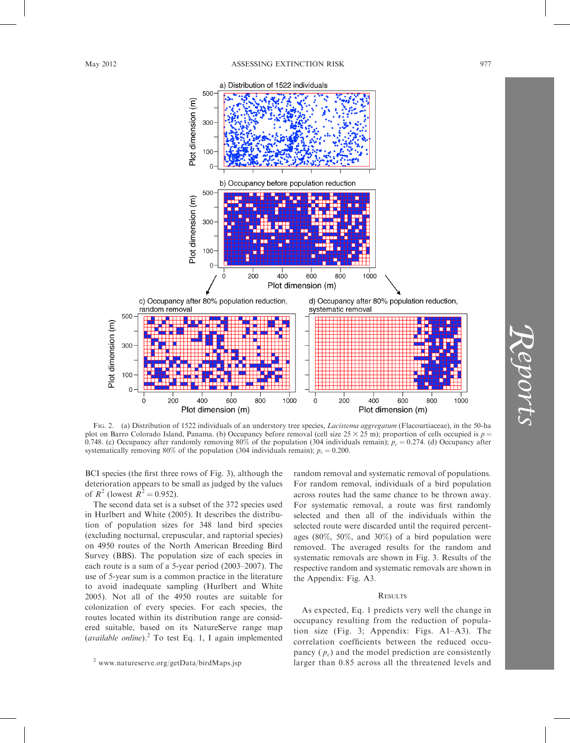FIG. 2. (a) Distribution of 1522 individuals of an understory tree species, *Lacistema aggregatum* (Flacourtiaceae), in the 50-ha plot on Barro Colorado Island, Panama. (b) Occupancy before removal (cell size 25 × 25 m); proportion of cells occupied is $p = 0.748$. (c) Occupancy after randomly removing 80% of the population (304 individuals remain); $p_c = 0.274$. (d) Occupancy after systematically removing 80% of the population (304 individuals remain); $p_c = 0.200$.

BCI species (the first three rows of Fig. 3), although the deterioration appears to be small as judged by the values of $R^2$ (lowest $R^2 = 0.952$).

The second data set is a subset of the 372 species used in Hurlbert and White (2005). It describes the distribution of population sizes for 348 land bird species (excluding nocturnal, crepuscular, and raptorial species) on 4950 routes of the North American Breeding Bird Survey (BBS). The population size of each species in each route is a sum of a 5-year period (2003–2007). The use of 5-year sum is a common practice in the literature to avoid inadequate sampling (Hurlbert and White 2005). Not all of the 4950 routes are suitable for colonization of every species. For each species, the routes located within its distribution range are considered suitable, based on its NatureServe range map (*available online*).[2] To test Eq. 1, I again implemented random removal and systematic removal of populations. For random removal, individuals of a bird population across routes had the same chance to be thrown away. For systematic removal, a route was first randomly selected and then all of the individuals within the selected route were discarded until the required percentages (80%, 50%, and 30%) of a bird population were removed. The averaged results for the random and systematic removals are shown in Fig. 3. Results of the respective random and systematic removals are shown in the Appendix: Fig. A3.

[2] www.natureserve.org/getData/birdMaps.jsp

## RESULTS

As expected, Eq. 1 predicts very well the change in occupancy resulting from the reduction of population size (Fig. 3; Appendix: Figs. A1–A3). The correlation coefficients between the reduced occupancy ($p_c$) and the model prediction are consistently larger than 0.85 across all the threatened levels and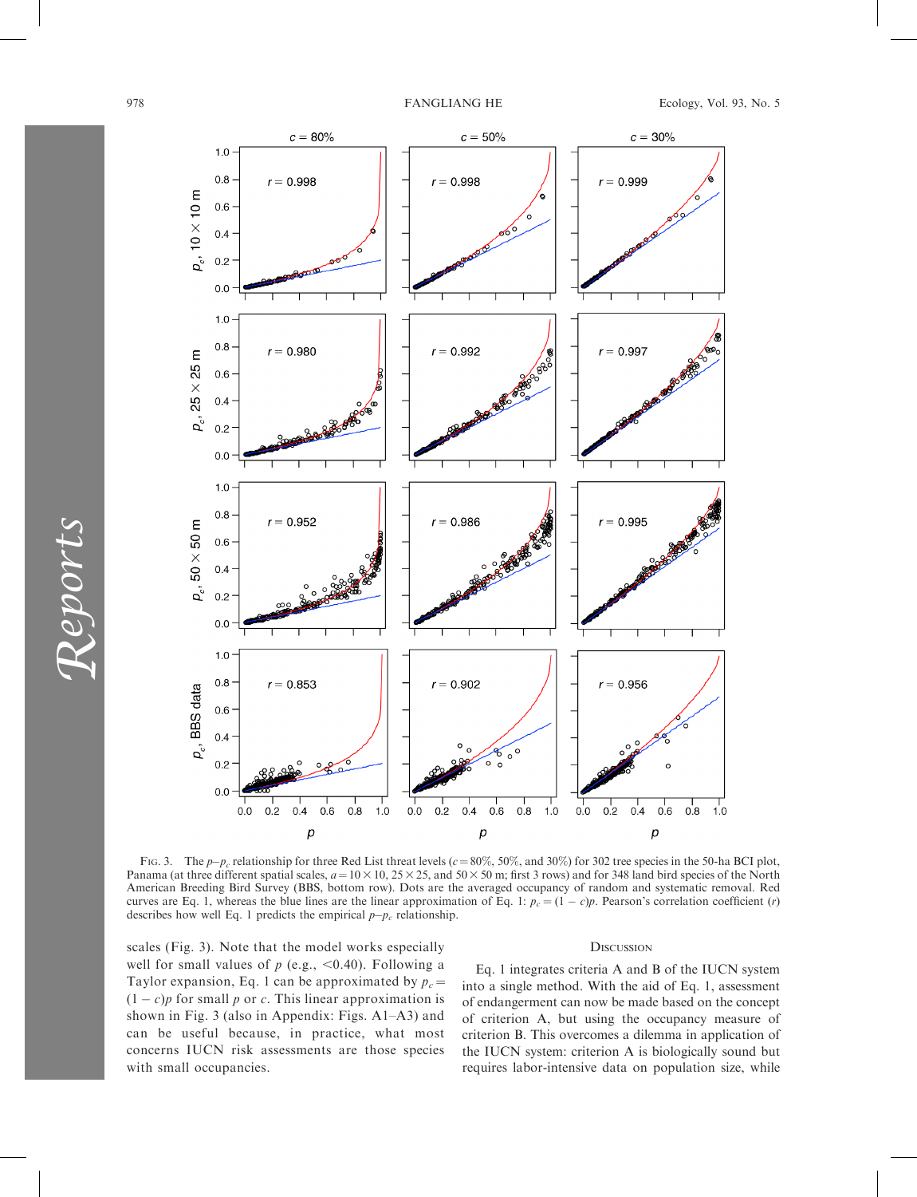FIG. 3. The $p$–$p_c$ relationship for three Red List threat levels ($c = 80\%$, 50%, and 30%) for 302 tree species in the 50-ha BCI plot, Panama (at three different spatial scales, $a = 10 \times 10$, $25 \times 25$, and $50 \times 50$ m; first 3 rows) and for 348 land bird species of the North American Breeding Bird Survey (BBS, bottom row). Dots are the averaged occupancy of random and systematic removal. Red curves are Eq. 1, whereas the blue lines are the linear approximation of Eq. 1: $p_c = (1 - c)p$. Pearson's correlation coefficient ($r$) describes how well Eq. 1 predicts the empirical $p$–$p_c$ relationship.

scales (Fig. 3). Note that the model works especially well for small values of $p$ (e.g., <0.40). Following a Taylor expansion, Eq. 1 can be approximated by $p_c = (1 - c)p$ for small $p$ or $c$. This linear approximation is shown in Fig. 3 (also in Appendix: Figs. A1–A3) and can be useful because, in practice, what most concerns IUCN risk assessments are those species with small occupancies.

## DISCUSSION

Eq. 1 integrates criteria A and B of the IUCN system into a single method. With the aid of Eq. 1, assessment of endangerment can now be made based on the concept of criterion A, but using the occupancy measure of criterion B. This overcomes a dilemma in application of the IUCN system: criterion A is biologically sound but requires labor-intensive data on population size, while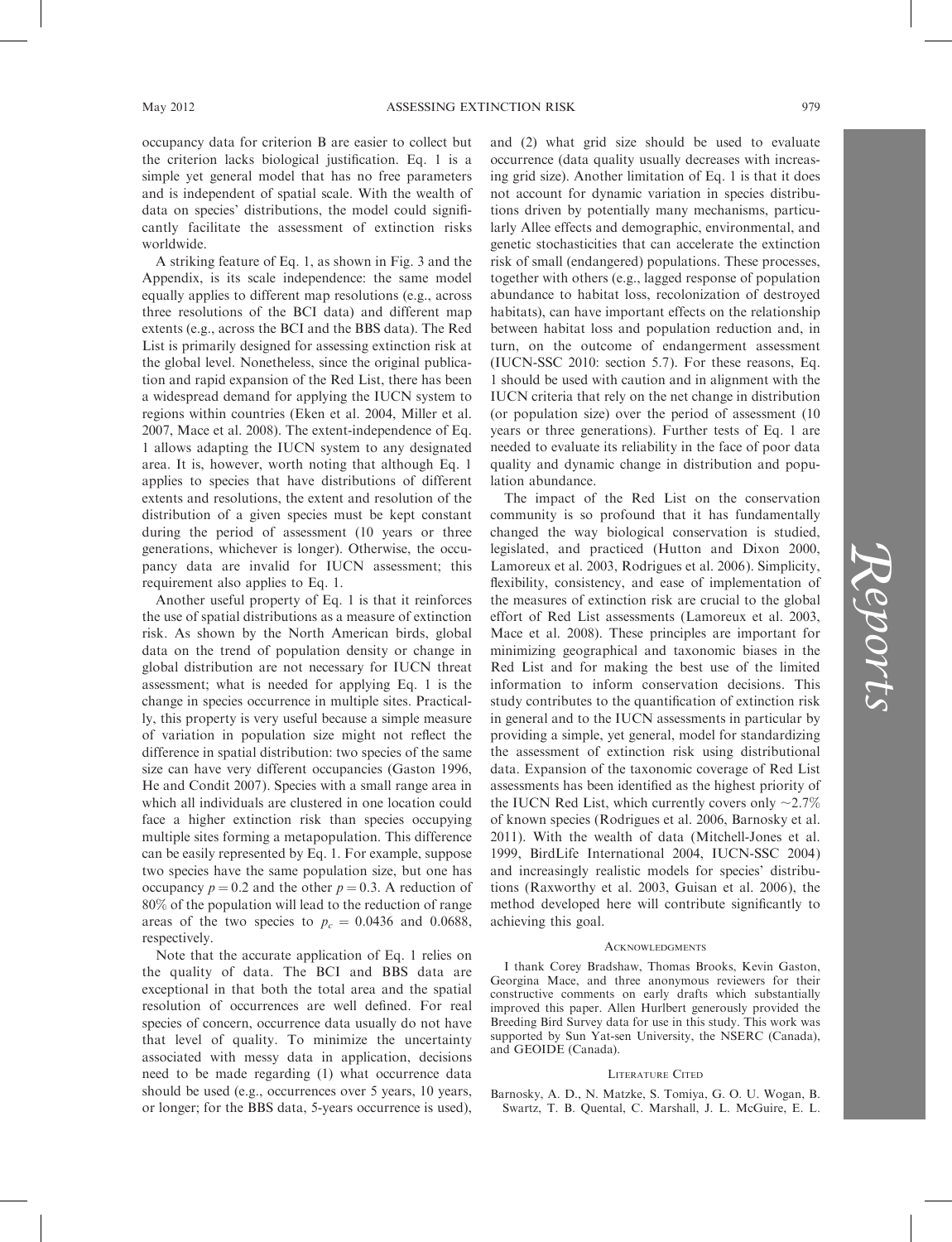occupancy data for criterion B are easier to collect but the criterion lacks biological justification. Eq. 1 is a simple yet general model that has no free parameters and is independent of spatial scale. With the wealth of data on species' distributions, the model could significantly facilitate the assessment of extinction risks worldwide.

A striking feature of Eq. 1, as shown in Fig. 3 and the Appendix, is its scale independence: the same model equally applies to different map resolutions (e.g., across three resolutions of the BCI data) and different map extents (e.g., across the BCI and the BBS data). The Red List is primarily designed for assessing extinction risk at the global level. Nonetheless, since the original publication and rapid expansion of the Red List, there has been a widespread demand for applying the IUCN system to regions within countries (Eken et al. 2004, Miller et al. 2007, Mace et al. 2008). The extent-independence of Eq. 1 allows adapting the IUCN system to any designated area. It is, however, worth noting that although Eq. 1 applies to species that have distributions of different extents and resolutions, the extent and resolution of the distribution of a given species must be kept constant during the period of assessment (10 years or three generations, whichever is longer). Otherwise, the occupancy data are invalid for IUCN assessment; this requirement also applies to Eq. 1.

Another useful property of Eq. 1 is that it reinforces the use of spatial distributions as a measure of extinction risk. As shown by the North American birds, global data on the trend of population density or change in global distribution are not necessary for IUCN threat assessment; what is needed for applying Eq. 1 is the change in species occurrence in multiple sites. Practically, this property is very useful because a simple measure of variation in population size might not reflect the difference in spatial distribution: two species of the same size can have very different occupancies (Gaston 1996, He and Condit 2007). Species with a small range area in which all individuals are clustered in one location could face a higher extinction risk than species occupying multiple sites forming a metapopulation. This difference can be easily represented by Eq. 1. For example, suppose two species have the same population size, but one has occupancy $p = 0.2$ and the other $p = 0.3$. A reduction of 80% of the population will lead to the reduction of range areas of the two species to $p_c = 0.0436$ and 0.0688, respectively.

Note that the accurate application of Eq. 1 relies on the quality of data. The BCI and BBS data are exceptional in that both the total area and the spatial resolution of occurrences are well defined. For real species of concern, occurrence data usually do not have that level of quality. To minimize the uncertainty associated with messy data in application, decisions need to be made regarding (1) what occurrence data should be used (e.g., occurrences over 5 years, 10 years, or longer; for the BBS data, 5-years occurrence is used), and (2) what grid size should be used to evaluate occurrence (data quality usually decreases with increasing grid size). Another limitation of Eq. 1 is that it does not account for dynamic variation in species distributions driven by potentially many mechanisms, particularly Allee effects and demographic, environmental, and genetic stochasticities that can accelerate the extinction risk of small (endangered) populations. These processes, together with others (e.g., lagged response of population abundance to habitat loss, recolonization of destroyed habitats), can have important effects on the relationship between habitat loss and population reduction and, in turn, on the outcome of endangerment assessment (IUCN-SSC 2010: section 5.7). For these reasons, Eq. 1 should be used with caution and in alignment with the IUCN criteria that rely on the net change in distribution (or population size) over the period of assessment (10 years or three generations). Further tests of Eq. 1 are needed to evaluate its reliability in the face of poor data quality and dynamic change in distribution and population abundance.

The impact of the Red List on the conservation community is so profound that it has fundamentally changed the way biological conservation is studied, legislated, and practiced (Hutton and Dixon 2000, Lamoreux et al. 2003, Rodrigues et al. 2006). Simplicity, flexibility, consistency, and ease of implementation of the measures of extinction risk are crucial to the global effort of Red List assessments (Lamoreux et al. 2003, Mace et al. 2008). These principles are important for minimizing geographical and taxonomic biases in the Red List and for making the best use of the limited information to inform conservation decisions. This study contributes to the quantification of extinction risk in general and to the IUCN assessments in particular by providing a simple, yet general, model for standardizing the assessment of extinction risk using distributional data. Expansion of the taxonomic coverage of Red List assessments has been identified as the highest priority of the IUCN Red List, which currently covers only ~2.7% of known species (Rodrigues et al. 2006, Barnosky et al. 2011). With the wealth of data (Mitchell-Jones et al. 1999, BirdLife International 2004, IUCN-SSC 2004) and increasingly realistic models for species' distributions (Raxworthy et al. 2003, Guisan et al. 2006), the method developed here will contribute significantly to achieving this goal.

## Acknowledgments

I thank Corey Bradshaw, Thomas Brooks, Kevin Gaston, Georgina Mace, and three anonymous reviewers for their constructive comments on early drafts which substantially improved this paper. Allen Hurlbert generously provided the Breeding Bird Survey data for use in this study. This work was supported by Sun Yat-sen University, the NSERC (Canada), and GEOIDE (Canada).

## Literature Cited

Barnosky, A. D., N. Matzke, S. Tomiya, G. O. U. Wogan, B. Swartz, T. B. Quental, C. Marshall, J. L. McGuire, E. L.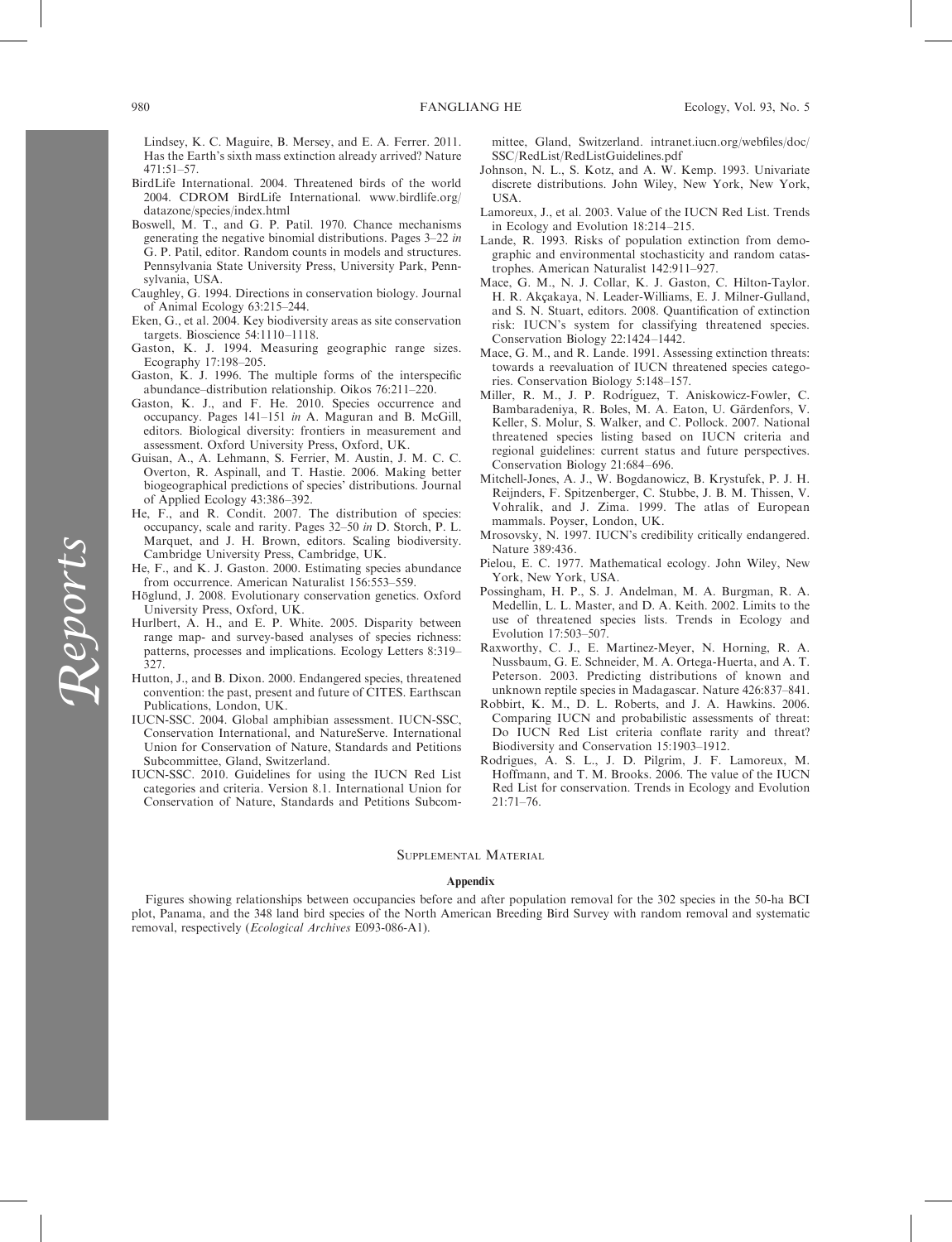Lindsey, K. C. Maguire, B. Mersey, and E. A. Ferrer. 2011. Has the Earth's sixth mass extinction already arrived? Nature 471:51–57.

BirdLife International. 2004. Threatened birds of the world 2004. CDROM BirdLife International. www.birdlife.org/datazone/species/index.html

Boswell, M. T., and G. P. Patil. 1970. Chance mechanisms generating the negative binomial distributions. Pages 3–22 *in* G. P. Patil, editor. Random counts in models and structures. Pennsylvania State University Press, University Park, Pennsylvania, USA.

Caughley, G. 1994. Directions in conservation biology. Journal of Animal Ecology 63:215–244.

Eken, G., et al. 2004. Key biodiversity areas as site conservation targets. Bioscience 54:1110–1118.

Gaston, K. J. 1994. Measuring geographic range sizes. Ecography 17:198–205.

Gaston, K. J. 1996. The multiple forms of the interspecific abundance–distribution relationship. Oikos 76:211–220.

Gaston, K. J., and F. He. 2010. Species occurrence and occupancy. Pages 141–151 *in* A. Maguran and B. McGill, editors. Biological diversity: frontiers in measurement and assessment. Oxford University Press, Oxford, UK.

Guisan, A., A. Lehmann, S. Ferrier, M. Austin, J. M. C. C. Overton, R. Aspinall, and T. Hastie. 2006. Making better biogeographical predictions of species' distributions. Journal of Applied Ecology 43:386–392.

He, F., and R. Condit. 2007. The distribution of species: occupancy, scale and rarity. Pages 32–50 *in* D. Storch, P. L. Marquet, and J. H. Brown, editors. Scaling biodiversity. Cambridge University Press, Cambridge, UK.

He, F., and K. J. Gaston. 2000. Estimating species abundance from occurrence. American Naturalist 156:553–559.

Höglund, J. 2008. Evolutionary conservation genetics. Oxford University Press, Oxford, UK.

Hurlbert, A. H., and E. P. White. 2005. Disparity between range map- and survey-based analyses of species richness: patterns, processes and implications. Ecology Letters 8:319–327.

Hutton, J., and B. Dixon. 2000. Endangered species, threatened convention: the past, present and future of CITES. Earthscan Publications, London, UK.

IUCN-SSC. 2004. Global amphibian assessment. IUCN-SSC, Conservation International, and NatureServe. International Union for Conservation of Nature, Standards and Petitions Subcommittee, Gland, Switzerland.

IUCN-SSC. 2010. Guidelines for using the IUCN Red List categories and criteria. Version 8.1. International Union for Conservation of Nature, Standards and Petitions Subcommittee, Gland, Switzerland. intranet.iucn.org/webfiles/doc/SSC/RedList/RedListGuidelines.pdf

Johnson, N. L., S. Kotz, and A. W. Kemp. 1993. Univariate discrete distributions. John Wiley, New York, New York, USA.

Lamoreux, J., et al. 2003. Value of the IUCN Red List. Trends in Ecology and Evolution 18:214–215.

Lande, R. 1993. Risks of population extinction from demographic and environmental stochasticity and random catastrophes. American Naturalist 142:911–927.

Mace, G. M., N. J. Collar, K. J. Gaston, C. Hilton-Taylor. H. R. Akçakaya, N. Leader-Williams, E. J. Milner-Gulland, and S. N. Stuart, editors. 2008. Quantification of extinction risk: IUCN's system for classifying threatened species. Conservation Biology 22:1424–1442.

Mace, G. M., and R. Lande. 1991. Assessing extinction threats: towards a reevaluation of IUCN threatened species categories. Conservation Biology 5:148–157.

Miller, R. M., J. P. Rodríguez, T. Aniskowicz-Fowler, C. Bambaradeniya, R. Boles, M. A. Eaton, U. Gärdenfors, V. Keller, S. Molur, S. Walker, and C. Pollock. 2007. National threatened species listing based on IUCN criteria and regional guidelines: current status and future perspectives. Conservation Biology 21:684–696.

Mitchell-Jones, A. J., W. Bogdanowicz, B. Krystufek, P. J. H. Reijnders, F. Spitzenberger, C. Stubbe, J. B. M. Thissen, V. Vohralík, and J. Zima. 1999. The atlas of European mammals. Poyser, London, UK.

Mrosovsky, N. 1997. IUCN's credibility critically endangered. Nature 389:436.

Pielou, E. C. 1977. Mathematical ecology. John Wiley, New York, New York, USA.

Possingham, H. P., S. J. Andelman, M. A. Burgman, R. A. Medellin, L. L. Master, and D. A. Keith. 2002. Limits to the use of threatened species lists. Trends in Ecology and Evolution 17:503–507.

Raxworthy, C. J., E. Martinez-Meyer, N. Horning, R. A. Nussbaum, G. E. Schneider, M. A. Ortega-Huerta, and A. T. Peterson. 2003. Predicting distributions of known and unknown reptile species in Madagascar. Nature 426:837–841.

Robbirt, K. M., D. L. Roberts, and J. A. Hawkins. 2006. Comparing IUCN and probabilistic assessments of threat: Do IUCN Red List criteria conflate rarity and threat? Biodiversity and Conservation 15:1903–1912.

Rodrigues, A. S. L., J. D. Pilgrim, J. F. Lamoreux, M. Hoffmann, and T. M. Brooks. 2006. The value of the IUCN Red List for conservation. Trends in Ecology and Evolution 21:71–76.

## Supplemental Material

### Appendix

Figures showing relationships between occupancies before and after population removal for the 302 species in the 50-ha BCI plot, Panama, and the 348 land bird species of the North American Breeding Bird Survey with random removal and systematic removal, respectively (*Ecological Archives* E093-086-A1).